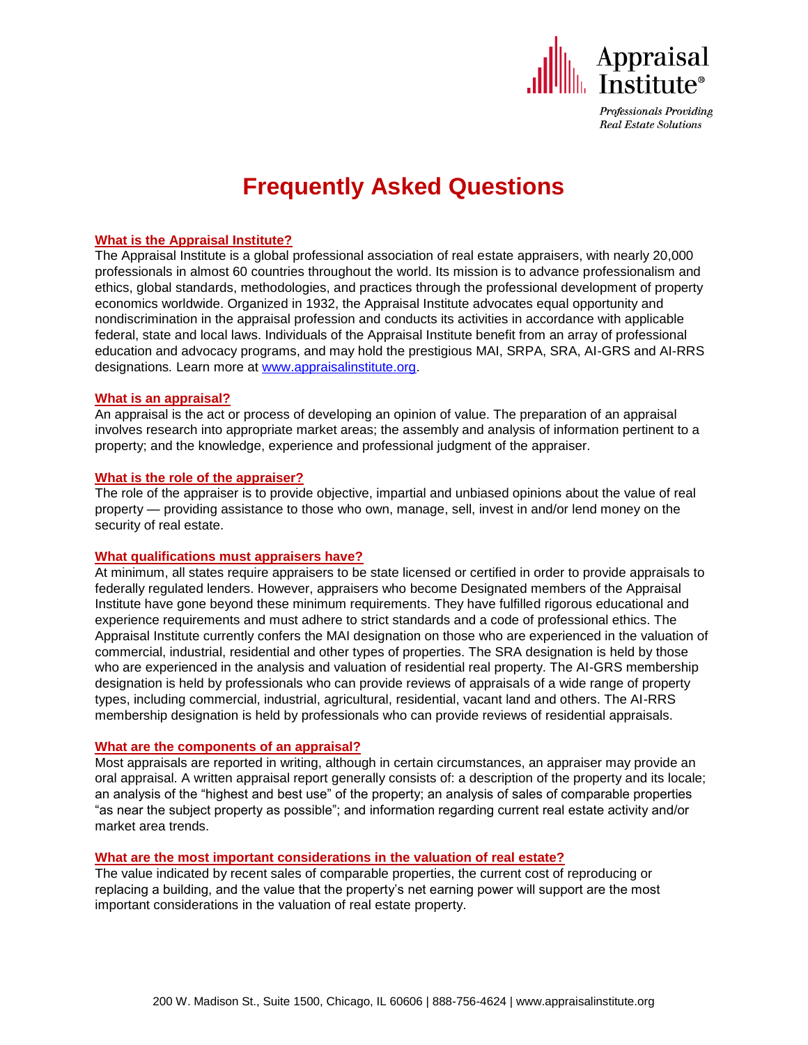Appraisal Institute®

*Professionals Providing Real Estate Solutions*

# Frequently Asked Questions

## What is the Appraisal Institute?

The Appraisal Institute is a global professional association of real estate appraisers, with nearly 20,000 professionals in almost 60 countries throughout the world. Its mission is to advance professionalism and ethics, global standards, methodologies, and practices through the professional development of property economics worldwide. Organized in 1932, the Appraisal Institute advocates equal opportunity and nondiscrimination in the appraisal profession and conducts its activities in accordance with applicable federal, state and local laws. Individuals of the Appraisal Institute benefit from an array of professional education and advocacy programs, and may hold the prestigious MAI, SRPA, SRA, AI-GRS and AI-RRS designations. Learn more at [www.appraisalinstitute.org](www.appraisalinstitute.org).

## What is an appraisal?

An appraisal is the act or process of developing an opinion of value. The preparation of an appraisal involves research into appropriate market areas; the assembly and analysis of information pertinent to a property; and the knowledge, experience and professional judgment of the appraiser.

## What is the role of the appraiser?

The role of the appraiser is to provide objective, impartial and unbiased opinions about the value of real property — providing assistance to those who own, manage, sell, invest in and/or lend money on the security of real estate.

## What qualifications must appraisers have?

At minimum, all states require appraisers to be state licensed or certified in order to provide appraisals to federally regulated lenders. However, appraisers who become Designated members of the Appraisal Institute have gone beyond these minimum requirements. They have fulfilled rigorous educational and experience requirements and must adhere to strict standards and a code of professional ethics. The Appraisal Institute currently confers the MAI designation on those who are experienced in the valuation of commercial, industrial, residential and other types of properties. The SRA designation is held by those who are experienced in the analysis and valuation of residential real property. The AI-GRS membership designation is held by professionals who can provide reviews of appraisals of a wide range of property types, including commercial, industrial, agricultural, residential, vacant land and others. The AI-RRS membership designation is held by professionals who can provide reviews of residential appraisals.

## What are the components of an appraisal?

Most appraisals are reported in writing, although in certain circumstances, an appraiser may provide an oral appraisal. A written appraisal report generally consists of: a description of the property and its locale; an analysis of the "highest and best use" of the property; an analysis of sales of comparable properties "as near the subject property as possible"; and information regarding current real estate activity and/or market area trends.

## What are the most important considerations in the valuation of real estate?

The value indicated by recent sales of comparable properties, the current cost of reproducing or replacing a building, and the value that the property's net earning power will support are the most important considerations in the valuation of real estate property.

200 W. Madison St., Suite 1500, Chicago, IL 60606 | 888-756-4624 | www.appraisalinstitute.org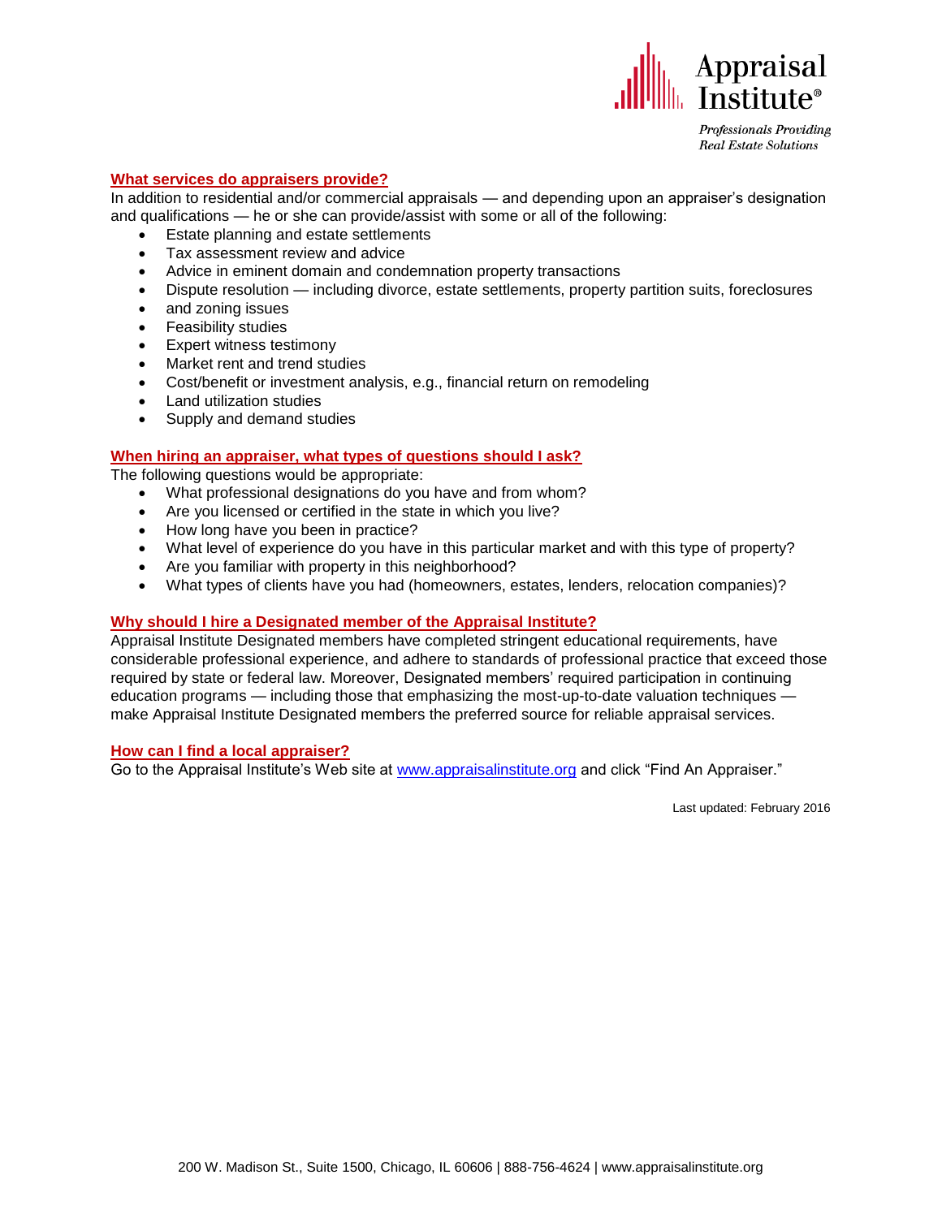## What services do appraisers provide?

In addition to residential and/or commercial appraisals — and depending upon an appraiser's designation and qualifications — he or she can provide/assist with some or all of the following:

- Estate planning and estate settlements
- Tax assessment review and advice
- Advice in eminent domain and condemnation property transactions
- Dispute resolution — including divorce, estate settlements, property partition suits, foreclosures
- and zoning issues
- Feasibility studies
- Expert witness testimony
- Market rent and trend studies
- Cost/benefit or investment analysis, e.g., financial return on remodeling
- Land utilization studies
- Supply and demand studies

## When hiring an appraiser, what types of questions should I ask?

The following questions would be appropriate:

- What professional designations do you have and from whom?
- Are you licensed or certified in the state in which you live?
- How long have you been in practice?
- What level of experience do you have in this particular market and with this type of property?
- Are you familiar with property in this neighborhood?
- What types of clients have you had (homeowners, estates, lenders, relocation companies)?

## Why should I hire a Designated member of the Appraisal Institute?

Appraisal Institute Designated members have completed stringent educational requirements, have considerable professional experience, and adhere to standards of professional practice that exceed those required by state or federal law. Moreover, Designated members' required participation in continuing education programs — including those that emphasizing the most-up-to-date valuation techniques — make Appraisal Institute Designated members the preferred source for reliable appraisal services.

## How can I find a local appraiser?

Go to the Appraisal Institute's Web site at www.appraisalinstitute.org and click "Find An Appraiser."

Last updated: February 2016